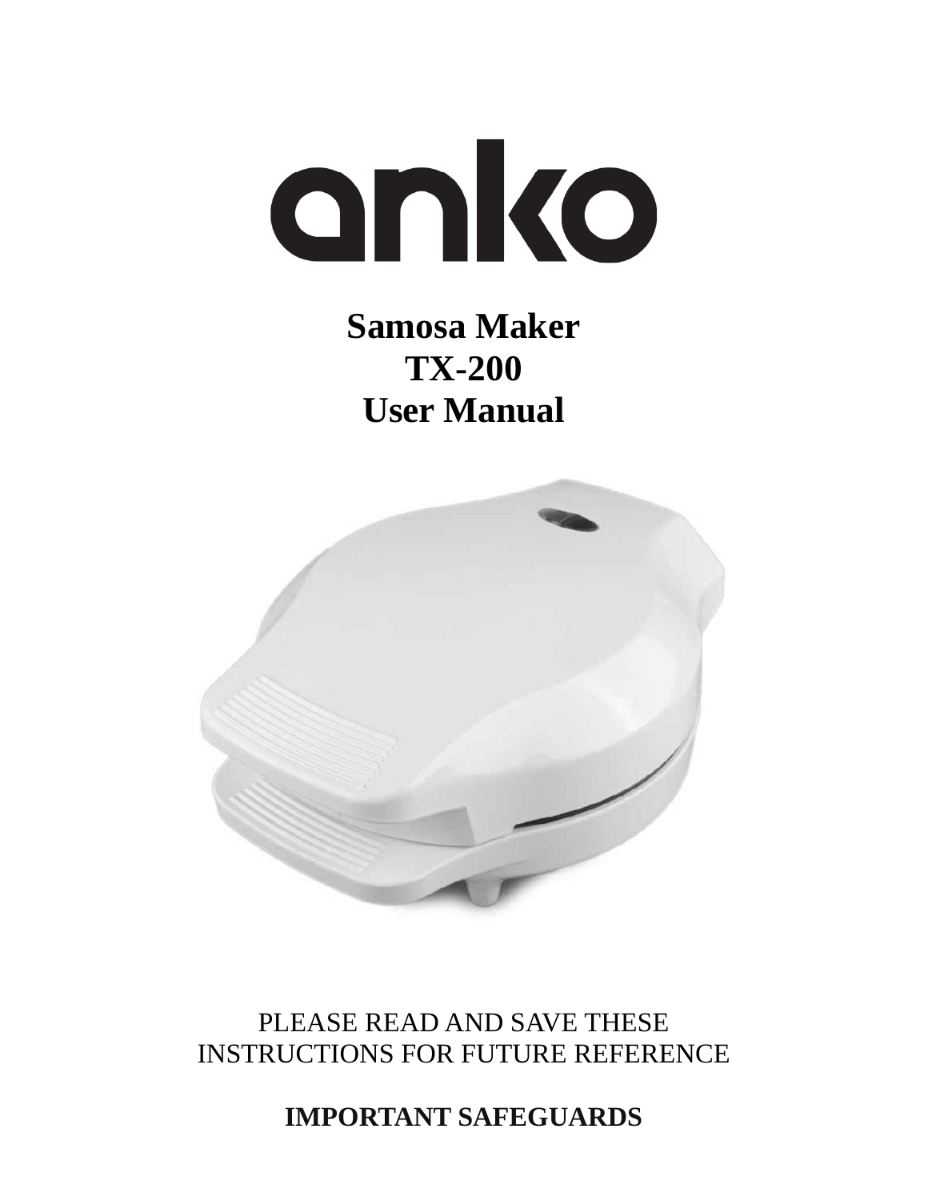# anko

# Samosa Maker
# TX-200
# User Manual

PLEASE READ AND SAVE THESE INSTRUCTIONS FOR FUTURE REFERENCE

**IMPORTANT SAFEGUARDS**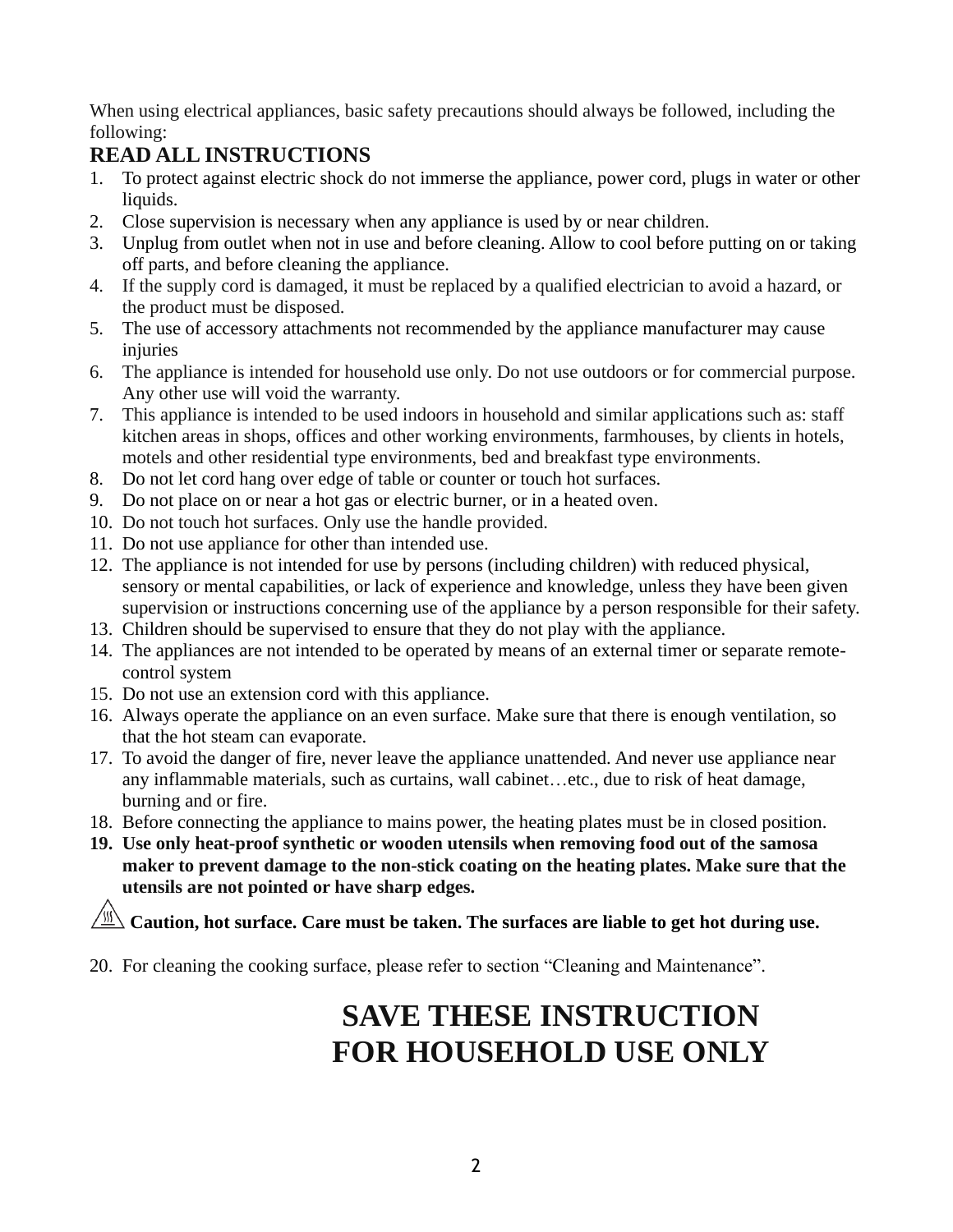When using electrical appliances, basic safety precautions should always be followed, including the following:

## READ ALL INSTRUCTIONS

1. To protect against electric shock do not immerse the appliance, power cord, plugs in water or other liquids.
2. Close supervision is necessary when any appliance is used by or near children.
3. Unplug from outlet when not in use and before cleaning. Allow to cool before putting on or taking off parts, and before cleaning the appliance.
4. If the supply cord is damaged, it must be replaced by a qualified electrician to avoid a hazard, or the product must be disposed.
5. The use of accessory attachments not recommended by the appliance manufacturer may cause injuries
6. The appliance is intended for household use only. Do not use outdoors or for commercial purpose. Any other use will void the warranty.
7. This appliance is intended to be used indoors in household and similar applications such as: staff kitchen areas in shops, offices and other working environments, farmhouses, by clients in hotels, motels and other residential type environments, bed and breakfast type environments.
8. Do not let cord hang over edge of table or counter or touch hot surfaces.
9. Do not place on or near a hot gas or electric burner, or in a heated oven.
10. Do not touch hot surfaces. Only use the handle provided.
11. Do not use appliance for other than intended use.
12. The appliance is not intended for use by persons (including children) with reduced physical, sensory or mental capabilities, or lack of experience and knowledge, unless they have been given supervision or instructions concerning use of the appliance by a person responsible for their safety.
13. Children should be supervised to ensure that they do not play with the appliance.
14. The appliances are not intended to be operated by means of an external timer or separate remote-control system
15. Do not use an extension cord with this appliance.
16. Always operate the appliance on an even surface. Make sure that there is enough ventilation, so that the hot steam can evaporate.
17. To avoid the danger of fire, never leave the appliance unattended. And never use appliance near any inflammable materials, such as curtains, wall cabinet…etc., due to risk of heat damage, burning and or fire.
18. Before connecting the appliance to mains power, the heating plates must be in closed position.
19. **Use only heat-proof synthetic or wooden utensils when removing food out of the samosa maker to prevent damage to the non-stick coating on the heating plates. Make sure that the utensils are not pointed or have sharp edges.**

**Caution, hot surface. Care must be taken. The surfaces are liable to get hot during use.**

20. For cleaning the cooking surface, please refer to section “Cleaning and Maintenance”.

# SAVE THESE INSTRUCTION
# FOR HOUSEHOLD USE ONLY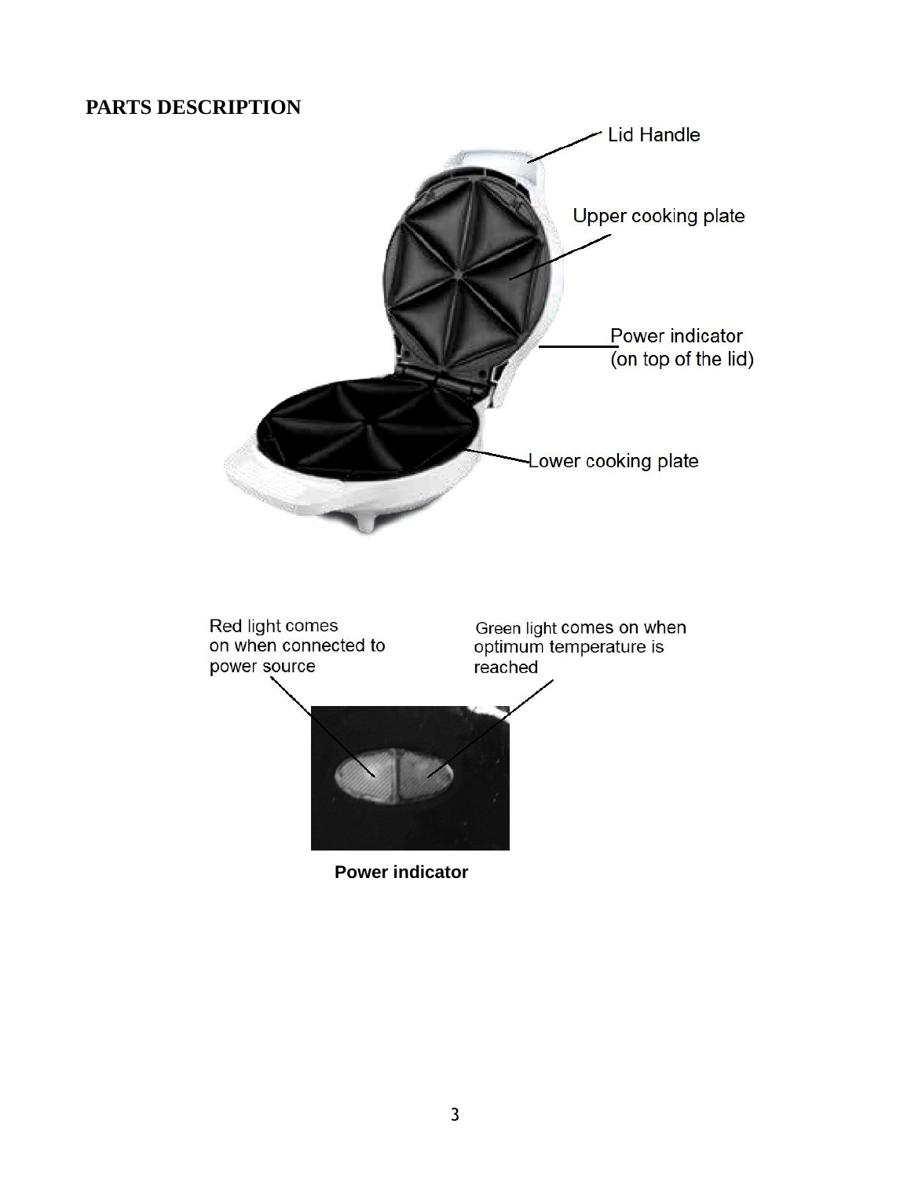# PARTS DESCRIPTION

Lid Handle

Upper cooking plate

Power indicator
(on top of the lid)

Lower cooking plate

Red light comes on when connected to power source

Green light comes on when optimum temperature is reached

**Power indicator**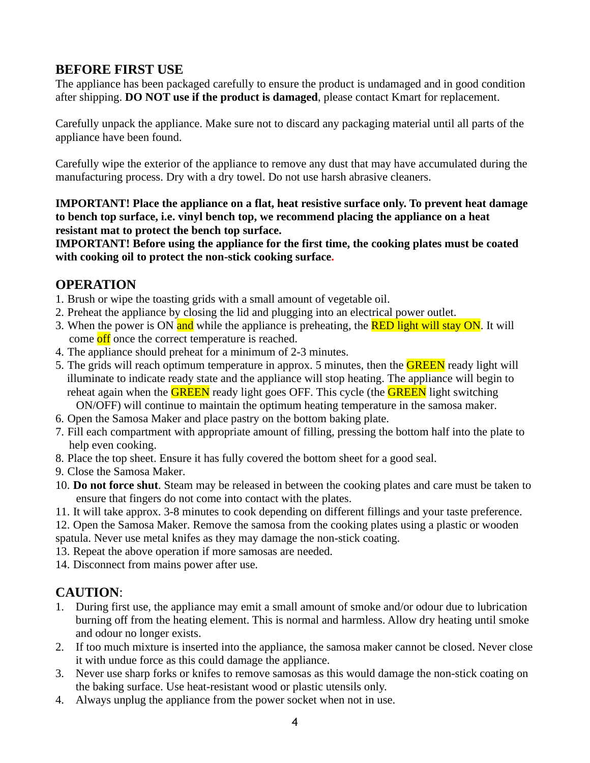## BEFORE FIRST USE

The appliance has been packaged carefully to ensure the product is undamaged and in good condition after shipping. **DO NOT use if the product is damaged**, please contact Kmart for replacement.

Carefully unpack the appliance. Make sure not to discard any packaging material until all parts of the appliance have been found.

Carefully wipe the exterior of the appliance to remove any dust that may have accumulated during the manufacturing process. Dry with a dry towel. Do not use harsh abrasive cleaners.

**IMPORTANT! Place the appliance on a flat, heat resistive surface only. To prevent heat damage to bench top surface, i.e. vinyl bench top, we recommend placing the appliance on a heat resistant mat to protect the bench top surface.**
**IMPORTANT! Before using the appliance for the first time, the cooking plates must be coated with cooking oil to protect the non-stick cooking surface.**

## OPERATION

1. Brush or wipe the toasting grids with a small amount of vegetable oil.
2. Preheat the appliance by closing the lid and plugging into an electrical power outlet.
3. When the power is ON and while the appliance is preheating, the RED light will stay ON. It will come off once the correct temperature is reached.
4. The appliance should preheat for a minimum of 2-3 minutes.
5. The grids will reach optimum temperature in approx. 5 minutes, then the GREEN ready light will illuminate to indicate ready state and the appliance will stop heating. The appliance will begin to reheat again when the GREEN ready light goes OFF. This cycle (the GREEN light switching ON/OFF) will continue to maintain the optimum heating temperature in the samosa maker.
6. Open the Samosa Maker and place pastry on the bottom baking plate.
7. Fill each compartment with appropriate amount of filling, pressing the bottom half into the plate to help even cooking.
8. Place the top sheet. Ensure it has fully covered the bottom sheet for a good seal.
9. Close the Samosa Maker.
10. **Do not force shut**. Steam may be released in between the cooking plates and care must be taken to ensure that fingers do not come into contact with the plates.
11. It will take approx. 3-8 minutes to cook depending on different fillings and your taste preference.
12. Open the Samosa Maker. Remove the samosa from the cooking plates using a plastic or wooden spatula. Never use metal knifes as they may damage the non-stick coating.
13. Repeat the above operation if more samosas are needed.
14. Disconnect from mains power after use.

## CAUTION:

1. During first use, the appliance may emit a small amount of smoke and/or odour due to lubrication burning off from the heating element. This is normal and harmless. Allow dry heating until smoke and odour no longer exists.
2. If too much mixture is inserted into the appliance, the samosa maker cannot be closed. Never close it with undue force as this could damage the appliance.
3. Never use sharp forks or knifes to remove samosas as this would damage the non-stick coating on the baking surface. Use heat-resistant wood or plastic utensils only.
4. Always unplug the appliance from the power socket when not in use.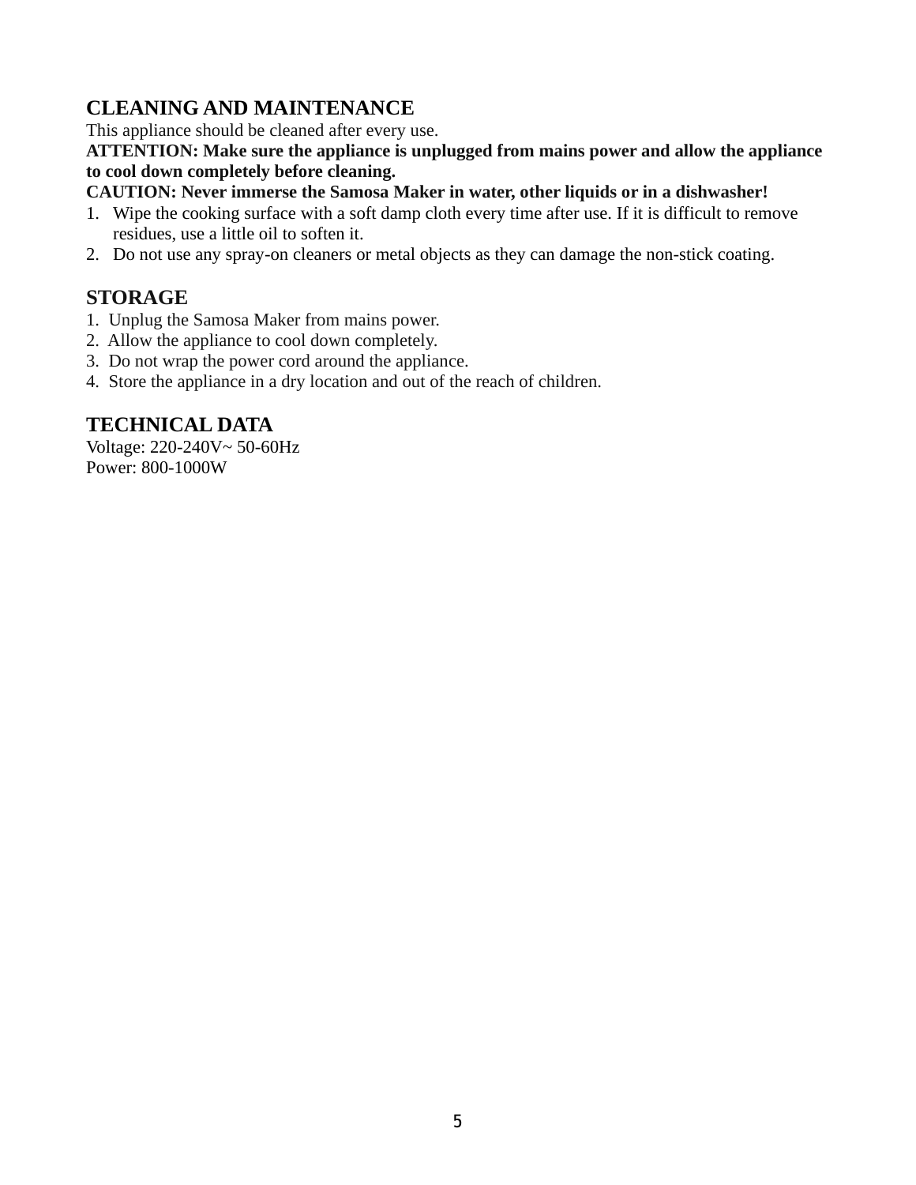## CLEANING AND MAINTENANCE

This appliance should be cleaned after every use.

**ATTENTION: Make sure the appliance is unplugged from mains power and allow the appliance to cool down completely before cleaning.**

**CAUTION: Never immerse the Samosa Maker in water, other liquids or in a dishwasher!**

1. Wipe the cooking surface with a soft damp cloth every time after use. If it is difficult to remove residues, use a little oil to soften it.
2. Do not use any spray-on cleaners or metal objects as they can damage the non-stick coating.

## STORAGE

1. Unplug the Samosa Maker from mains power.
2. Allow the appliance to cool down completely.
3. Do not wrap the power cord around the appliance.
4. Store the appliance in a dry location and out of the reach of children.

## TECHNICAL DATA

Voltage: 220-240V~ 50-60Hz  
Power: 800-1000W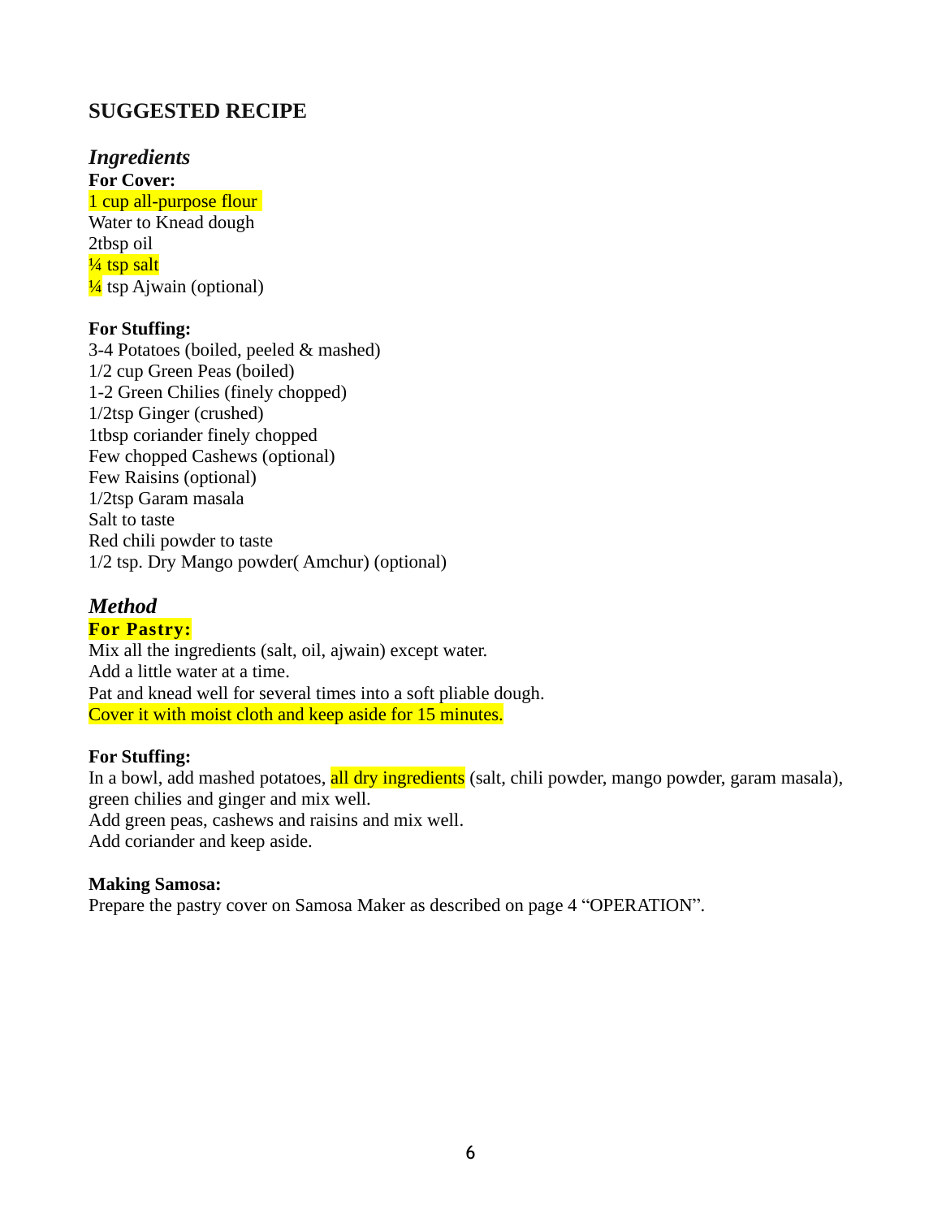## SUGGESTED RECIPE

### *Ingredients*

**For Cover:**

1 cup all-purpose flour  
Water to Knead dough  
2tbsp oil  
¼ tsp salt  
¼ tsp Ajwain (optional)

**For Stuffing:**

3-4 Potatoes (boiled, peeled & mashed)  
1/2 cup Green Peas (boiled)  
1-2 Green Chilies (finely chopped)  
1/2tsp Ginger (crushed)  
1tbsp coriander finely chopped  
Few chopped Cashews (optional)  
Few Raisins (optional)  
1/2tsp Garam masala  
Salt to taste  
Red chili powder to taste  
1/2 tsp. Dry Mango powder( Amchur) (optional)

### *Method*

**For Pastry:**

Mix all the ingredients (salt, oil, ajwain) except water.  
Add a little water at a time.  
Pat and knead well for several times into a soft pliable dough.  
Cover it with moist cloth and keep aside for 15 minutes.

**For Stuffing:**

In a bowl, add mashed potatoes, all dry ingredients (salt, chili powder, mango powder, garam masala), green chilies and ginger and mix well.  
Add green peas, cashews and raisins and mix well.  
Add coriander and keep aside.

**Making Samosa:**

Prepare the pastry cover on Samosa Maker as described on page 4 "OPERATION".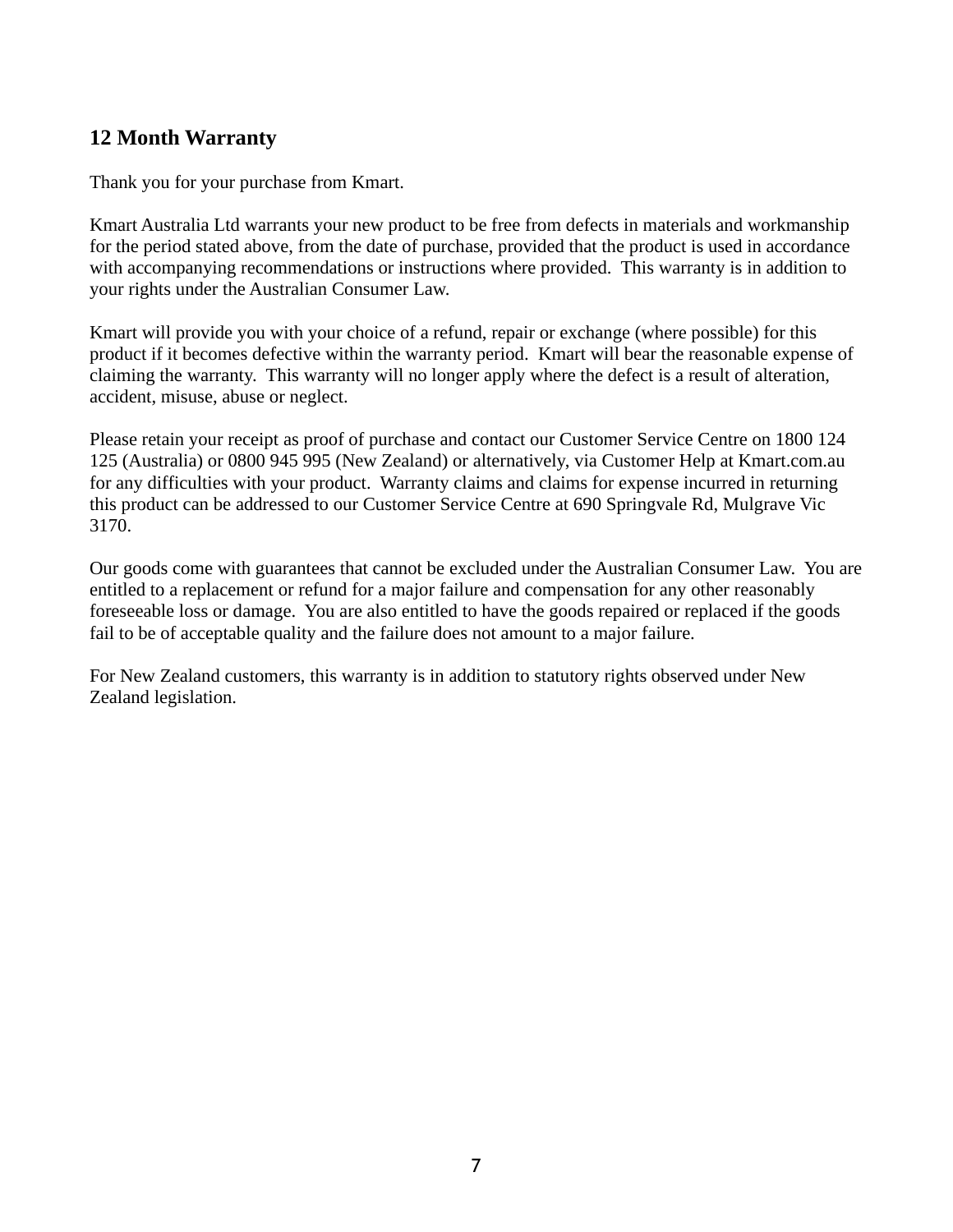## 12 Month Warranty

Thank you for your purchase from Kmart.

Kmart Australia Ltd warrants your new product to be free from defects in materials and workmanship for the period stated above, from the date of purchase, provided that the product is used in accordance with accompanying recommendations or instructions where provided. This warranty is in addition to your rights under the Australian Consumer Law.

Kmart will provide you with your choice of a refund, repair or exchange (where possible) for this product if it becomes defective within the warranty period. Kmart will bear the reasonable expense of claiming the warranty. This warranty will no longer apply where the defect is a result of alteration, accident, misuse, abuse or neglect.

Please retain your receipt as proof of purchase and contact our Customer Service Centre on 1800 124 125 (Australia) or 0800 945 995 (New Zealand) or alternatively, via Customer Help at Kmart.com.au for any difficulties with your product. Warranty claims and claims for expense incurred in returning this product can be addressed to our Customer Service Centre at 690 Springvale Rd, Mulgrave Vic 3170.

Our goods come with guarantees that cannot be excluded under the Australian Consumer Law. You are entitled to a replacement or refund for a major failure and compensation for any other reasonably foreseeable loss or damage. You are also entitled to have the goods repaired or replaced if the goods fail to be of acceptable quality and the failure does not amount to a major failure.

For New Zealand customers, this warranty is in addition to statutory rights observed under New Zealand legislation.